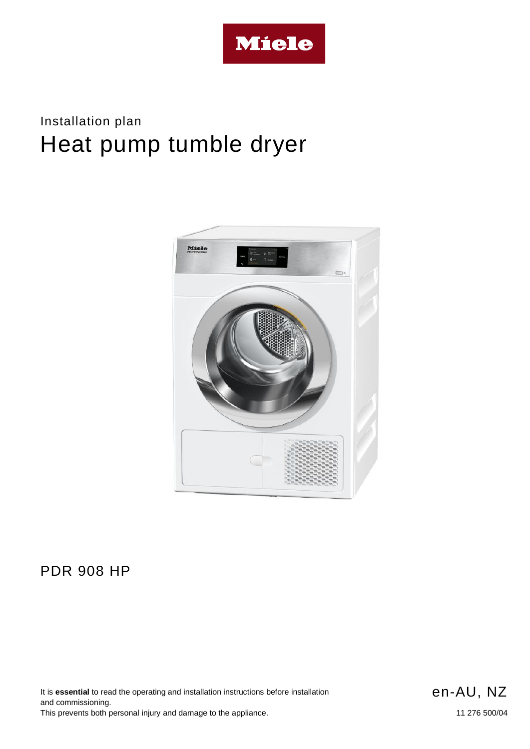Miele

Installation plan

# Heat pump tumble dryer

PDR 908 HP

It is **essential** to read the operating and installation instructions before installation and commissioning.
This prevents both personal injury and damage to the appliance.

en-AU, NZ

11 276 500/04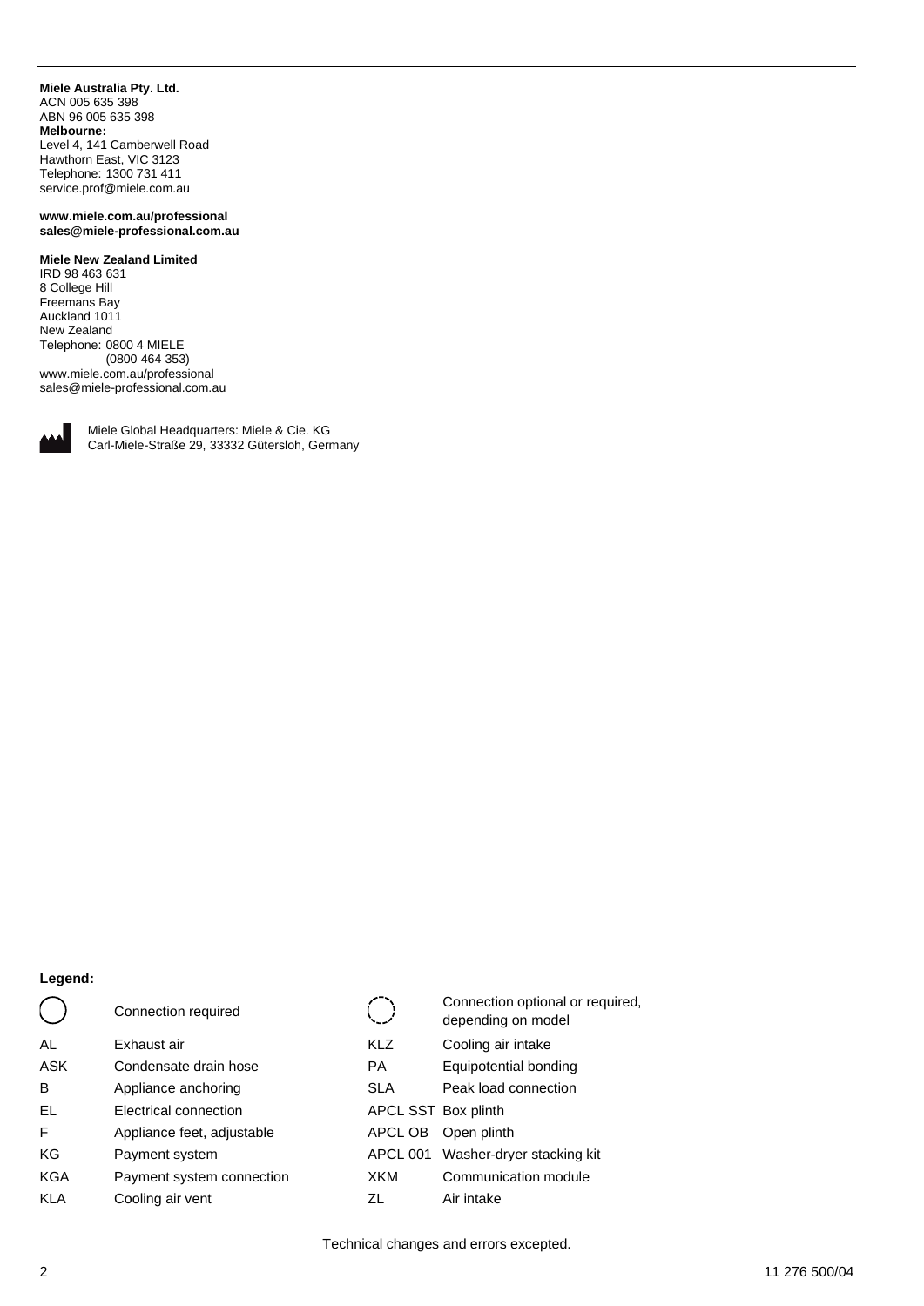**Miele Australia Pty. Ltd.**
ACN 005 635 398
ABN 96 005 635 398
**Melbourne:**
Level 4, 141 Camberwell Road
Hawthorn East, VIC 3123
Telephone: 1300 731 411
service.prof@miele.com.au

**www.miele.com.au/professional**
**sales@miele-professional.com.au**

**Miele New Zealand Limited**
IRD 98 463 631
8 College Hill
Freemans Bay
Auckland 1011
New Zealand
Telephone: 0800 4 MIELE
(0800 464 353)
www.miele.com.au/professional
sales@miele-professional.com.au

Miele Global Headquarters: Miele & Cie. KG
Carl-Miele-Straße 29, 33332 Gütersloh, Germany

**Legend:**

| | | | |
|---|---|---|---|
| ◯ | Connection required | ◌ | Connection optional or required, depending on model |
| AL | Exhaust air | KLZ | Cooling air intake |
| ASK | Condensate drain hose | PA | Equipotential bonding |
| B | Appliance anchoring | SLA | Peak load connection |
| EL | Electrical connection | APCL SST | Box plinth |
| F | Appliance feet, adjustable | APCL OB | Open plinth |
| KG | Payment system | APCL 001 | Washer-dryer stacking kit |
| KGA | Payment system connection | XKM | Communication module |
| KLA | Cooling air vent | ZL | Air intake |

Technical changes and errors excepted.

11 276 500/04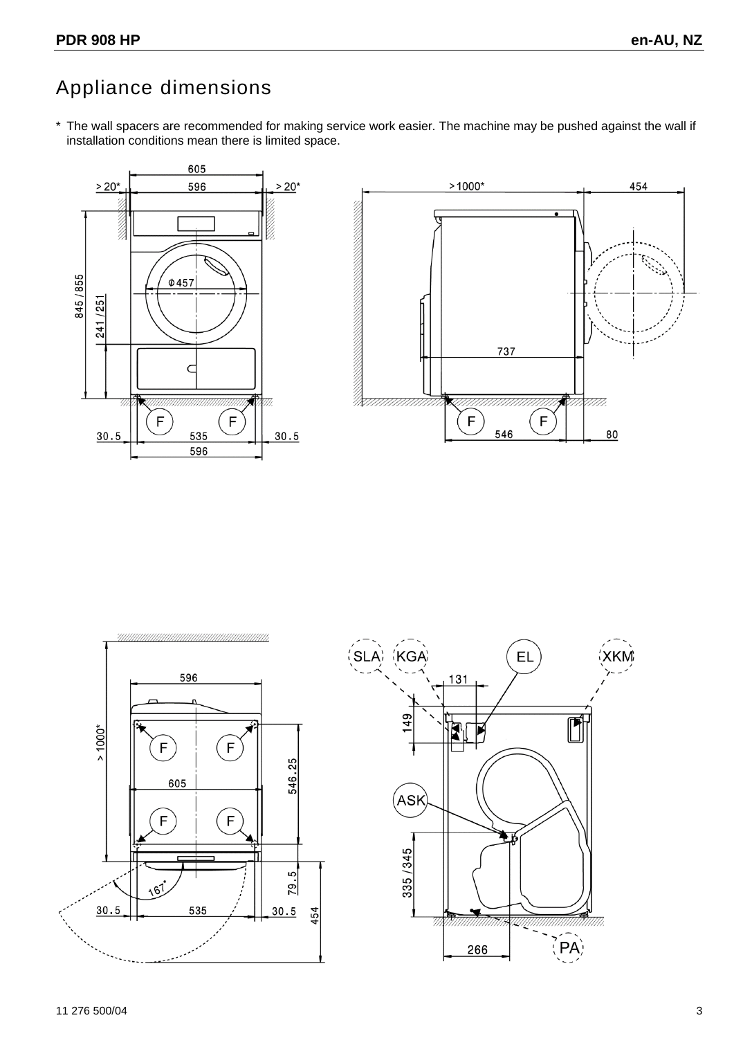## Appliance dimensions

\* The wall spacers are recommended for making service work easier. The machine may be pushed against the wall if installation conditions mean there is limited space.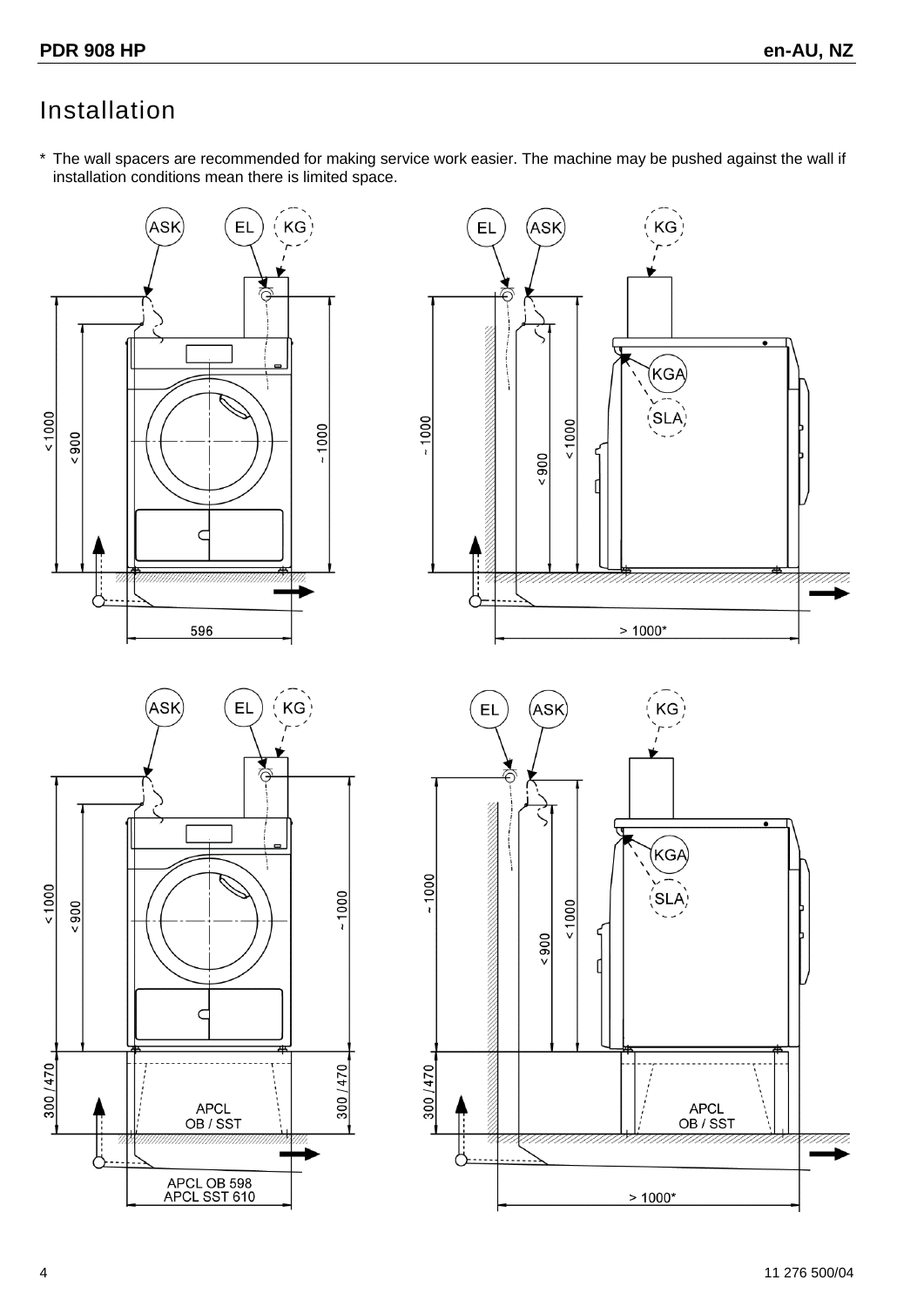# Installation

\* The wall spacers are recommended for making service work easier. The machine may be pushed against the wall if installation conditions mean there is limited space.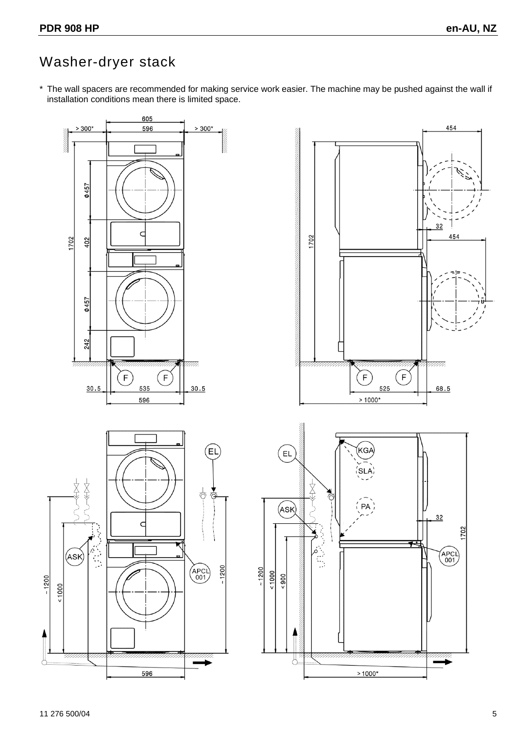## Washer-dryer stack

\* The wall spacers are recommended for making service work easier. The machine may be pushed against the wall if installation conditions mean there is limited space.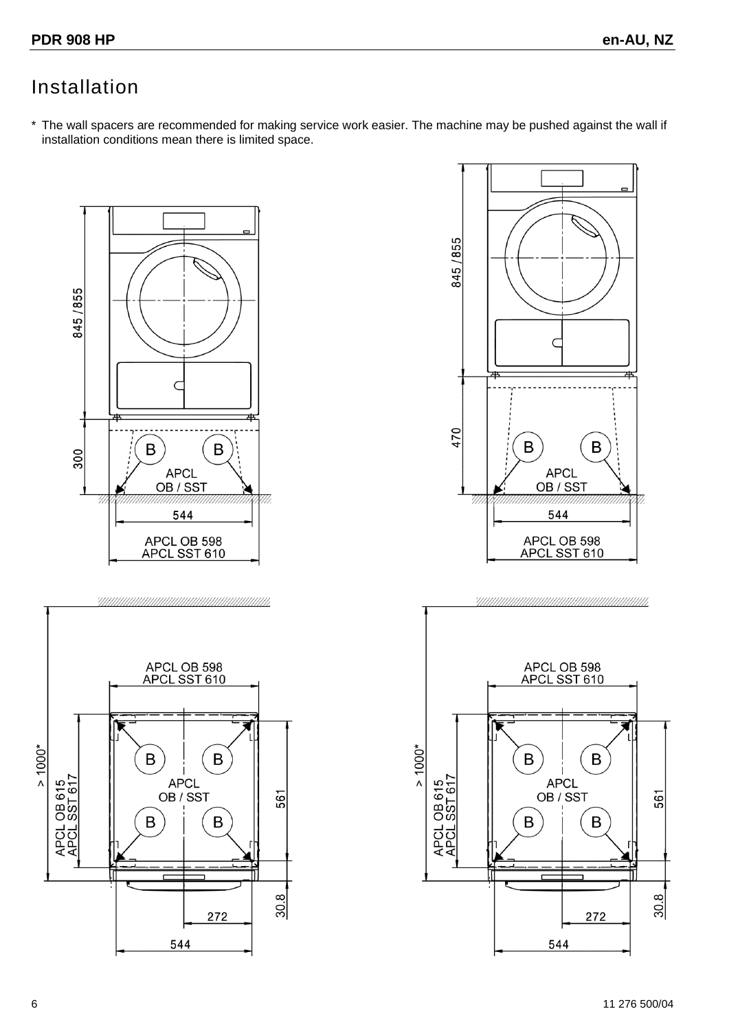# Installation

\* The wall spacers are recommended for making service work easier. The machine may be pushed against the wall if installation conditions mean there is limited space.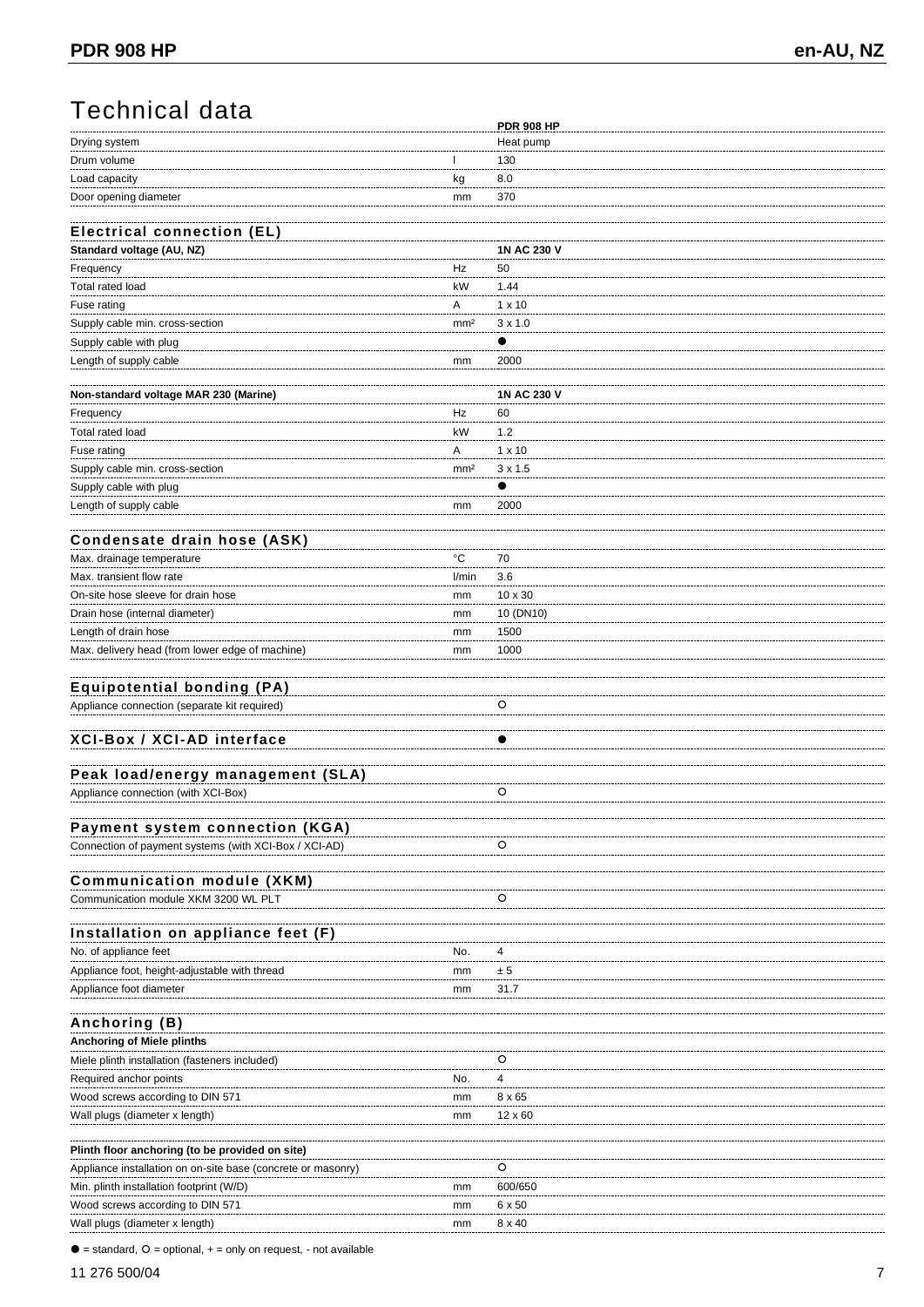# Technical data

| | | PDR 908 HP |
|---|---|---|
| Drying system | | Heat pump |
| Drum volume | l | 130 |
| Load capacity | kg | 8.0 |
| Door opening diameter | mm | 370 |

## Electrical connection (EL)

| | | |
|---|---|---|
| **Standard voltage (AU, NZ)** | | **1N AC 230 V** |
| Frequency | Hz | 50 |
| Total rated load | kW | 1.44 |
| Fuse rating | A | 1 x 10 |
| Supply cable min. cross-section | mm² | 3 x 1.0 |
| Supply cable with plug | | ● |
| Length of supply cable | mm | 2000 |
| | | |
| **Non-standard voltage MAR 230 (Marine)** | | **1N AC 230 V** |
| Frequency | Hz | 60 |
| Total rated load | kW | 1.2 |
| Fuse rating | A | 1 x 10 |
| Supply cable min. cross-section | mm² | 3 x 1.5 |
| Supply cable with plug | | ● |
| Length of supply cable | mm | 2000 |

## Condensate drain hose (ASK)

| | | |
|---|---|---|
| Max. drainage temperature | °C | 70 |
| Max. transient flow rate | l/min | 3.6 |
| On-site hose sleeve for drain hose | mm | 10 x 30 |
| Drain hose (internal diameter) | mm | 10 (DN10) |
| Length of drain hose | mm | 1500 |
| Max. delivery head (from lower edge of machine) | mm | 1000 |

## Equipotential bonding (PA)

| | | |
|---|---|---|
| Appliance connection (separate kit required) | | ○ |

## XCI-Box / XCI-AD interface ●

## Peak load/energy management (SLA)

| | | |
|---|---|---|
| Appliance connection (with XCI-Box) | | ○ |

## Payment system connection (KGA)

| | | |
|---|---|---|
| Connection of payment systems (with XCI-Box / XCI-AD) | | ○ |

## Communication module (XKM)

| | | |
|---|---|---|
| Communication module XKM 3200 WL PLT | | ○ |

## Installation on appliance feet (F)

| | | |
|---|---|---|
| No. of appliance feet | No. | 4 |
| Appliance foot, height-adjustable with thread | mm | ± 5 |
| Appliance foot diameter | mm | 31.7 |

## Anchoring (B)

| | | |
|---|---|---|
| **Anchoring of Miele plinths** | | |
| Miele plinth installation (fasteners included) | | ○ |
| Required anchor points | No. | 4 |
| Wood screws according to DIN 571 | mm | 8 x 65 |
| Wall plugs (diameter x length) | mm | 12 x 60 |
| | | |
| **Plinth floor anchoring (to be provided on site)** | | |
| Appliance installation on on-site base (concrete or masonry) | | ○ |
| Min. plinth installation footprint (W/D) | mm | 600/650 |
| Wood screws according to DIN 571 | mm | 6 x 50 |
| Wall plugs (diameter x length) | mm | 8 x 40 |

● = standard, ○ = optional, + = only on request, - not available

11 276 500/04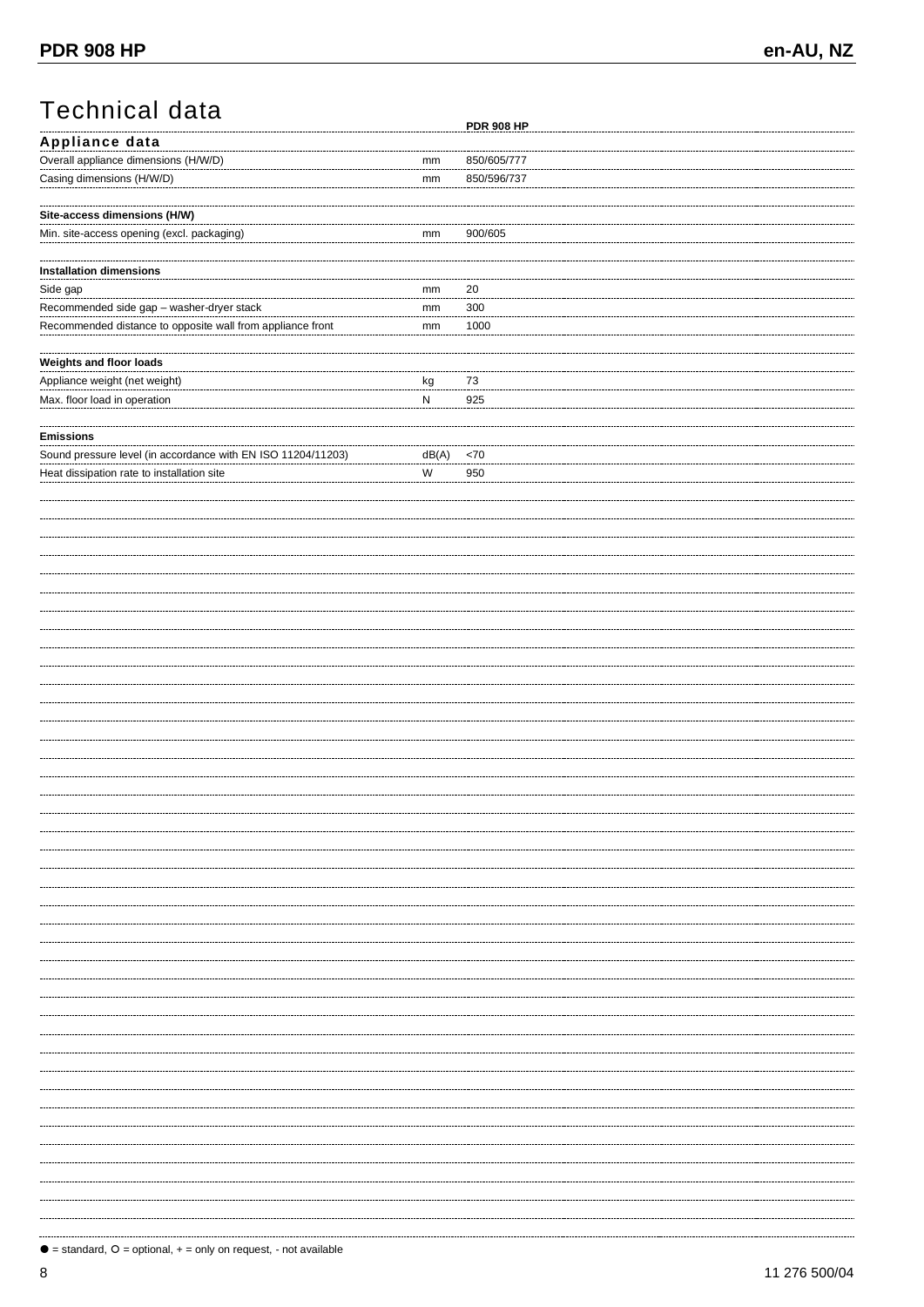# Technical data

| | | PDR 908 HP |
|---|---|---|
| **Appliance data** | | |
| Overall appliance dimensions (H/W/D) | mm | 850/605/777 |
| Casing dimensions (H/W/D) | mm | 850/596/737 |
| | | |
| **Site-access dimensions (H/W)** | | |
| Min. site-access opening (excl. packaging) | mm | 900/605 |
| | | |
| **Installation dimensions** | | |
| Side gap | mm | 20 |
| Recommended side gap – washer-dryer stack | mm | 300 |
| Recommended distance to opposite wall from appliance front | mm | 1000 |
| | | |
| **Weights and floor loads** | | |
| Appliance weight (net weight) | kg | 73 |
| Max. floor load in operation | N | 925 |
| | | |
| **Emissions** | | |
| Sound pressure level (in accordance with EN ISO 11204/11203) | dB(A) | <70 |
| Heat dissipation rate to installation site | W | 950 |

● = standard, ○ = optional, + = only on request, - not available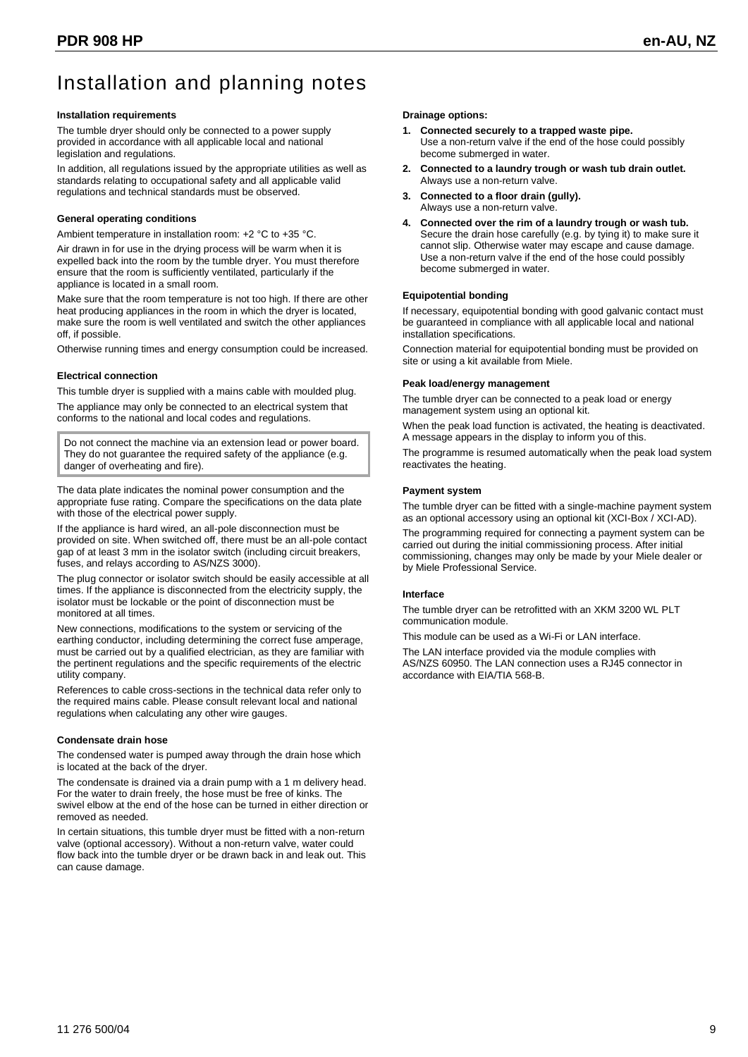# Installation and planning notes

### Installation requirements

The tumble dryer should only be connected to a power supply provided in accordance with all applicable local and national legislation and regulations.

In addition, all regulations issued by the appropriate utilities as well as standards relating to occupational safety and all applicable valid regulations and technical standards must be observed.

### General operating conditions

Ambient temperature in installation room: +2 °C to +35 °C.

Air drawn in for use in the drying process will be warm when it is expelled back into the room by the tumble dryer. You must therefore ensure that the room is sufficiently ventilated, particularly if the appliance is located in a small room.

Make sure that the room temperature is not too high. If there are other heat producing appliances in the room in which the dryer is located, make sure the room is well ventilated and switch the other appliances off, if possible.

Otherwise running times and energy consumption could be increased.

### Electrical connection

This tumble dryer is supplied with a mains cable with moulded plug.

The appliance may only be connected to an electrical system that conforms to the national and local codes and regulations.

> Do not connect the machine via an extension lead or power board. They do not guarantee the required safety of the appliance (e.g. danger of overheating and fire).

The data plate indicates the nominal power consumption and the appropriate fuse rating. Compare the specifications on the data plate with those of the electrical power supply.

If the appliance is hard wired, an all-pole disconnection must be provided on site. When switched off, there must be an all-pole contact gap of at least 3 mm in the isolator switch (including circuit breakers, fuses, and relays according to AS/NZS 3000).

The plug connector or isolator switch should be easily accessible at all times. If the appliance is disconnected from the electricity supply, the isolator must be lockable or the point of disconnection must be monitored at all times.

New connections, modifications to the system or servicing of the earthing conductor, including determining the correct fuse amperage, must be carried out by a qualified electrician, as they are familiar with the pertinent regulations and the specific requirements of the electric utility company.

References to cable cross-sections in the technical data refer only to the required mains cable. Please consult relevant local and national regulations when calculating any other wire gauges.

### Condensate drain hose

The condensed water is pumped away through the drain hose which is located at the back of the dryer.

The condensate is drained via a drain pump with a 1 m delivery head. For the water to drain freely, the hose must be free of kinks. The swivel elbow at the end of the hose can be turned in either direction or removed as needed.

In certain situations, this tumble dryer must be fitted with a non-return valve (optional accessory). Without a non-return valve, water could flow back into the tumble dryer or be drawn back in and leak out. This can cause damage.

### Drainage options:

1. **Connected securely to a trapped waste pipe.**
   Use a non-return valve if the end of the hose could possibly become submerged in water.
2. **Connected to a laundry trough or wash tub drain outlet.**
   Always use a non-return valve.
3. **Connected to a floor drain (gully).**
   Always use a non-return valve.
4. **Connected over the rim of a laundry trough or wash tub.**
   Secure the drain hose carefully (e.g. by tying it) to make sure it cannot slip. Otherwise water may escape and cause damage. Use a non-return valve if the end of the hose could possibly become submerged in water.

### Equipotential bonding

If necessary, equipotential bonding with good galvanic contact must be guaranteed in compliance with all applicable local and national installation specifications.

Connection material for equipotential bonding must be provided on site or using a kit available from Miele.

### Peak load/energy management

The tumble dryer can be connected to a peak load or energy management system using an optional kit.

When the peak load function is activated, the heating is deactivated. A message appears in the display to inform you of this.

The programme is resumed automatically when the peak load system reactivates the heating.

### Payment system

The tumble dryer can be fitted with a single-machine payment system as an optional accessory using an optional kit (XCI-Box / XCI-AD).

The programming required for connecting a payment system can be carried out during the initial commissioning process. After initial commissioning, changes may only be made by your Miele dealer or by Miele Professional Service.

### Interface

The tumble dryer can be retrofitted with an XKM 3200 WL PLT communication module.

This module can be used as a Wi-Fi or LAN interface.

The LAN interface provided via the module complies with AS/NZS 60950. The LAN connection uses a RJ45 connector in accordance with EIA/TIA 568-B.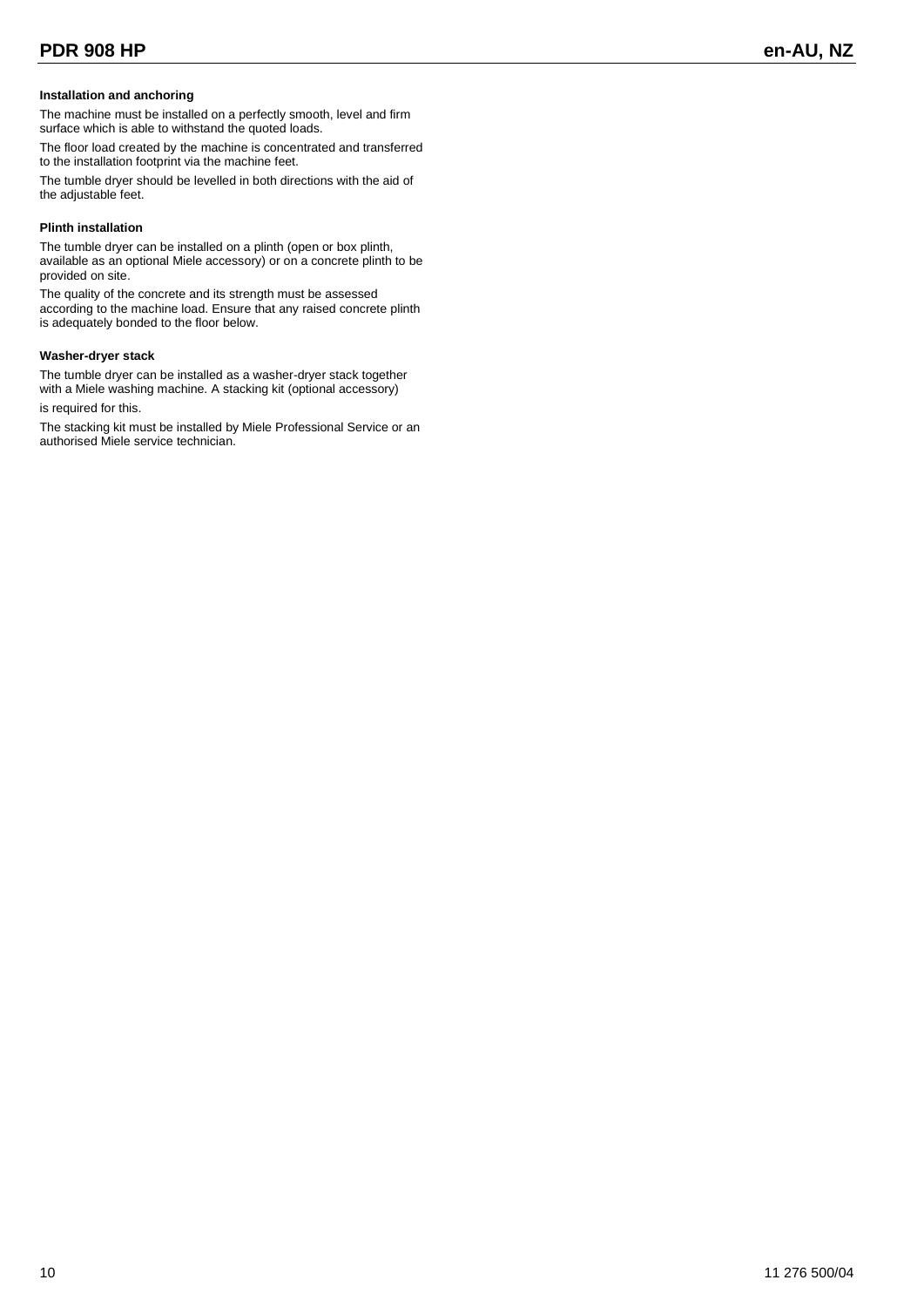### Installation and anchoring

The machine must be installed on a perfectly smooth, level and firm surface which is able to withstand the quoted loads.

The floor load created by the machine is concentrated and transferred to the installation footprint via the machine feet.

The tumble dryer should be levelled in both directions with the aid of the adjustable feet.

### Plinth installation

The tumble dryer can be installed on a plinth (open or box plinth, available as an optional Miele accessory) or on a concrete plinth to be provided on site.

The quality of the concrete and its strength must be assessed according to the machine load. Ensure that any raised concrete plinth is adequately bonded to the floor below.

### Washer-dryer stack

The tumble dryer can be installed as a washer-dryer stack together with a Miele washing machine. A stacking kit (optional accessory) is required for this.

The stacking kit must be installed by Miele Professional Service or an authorised Miele service technician.